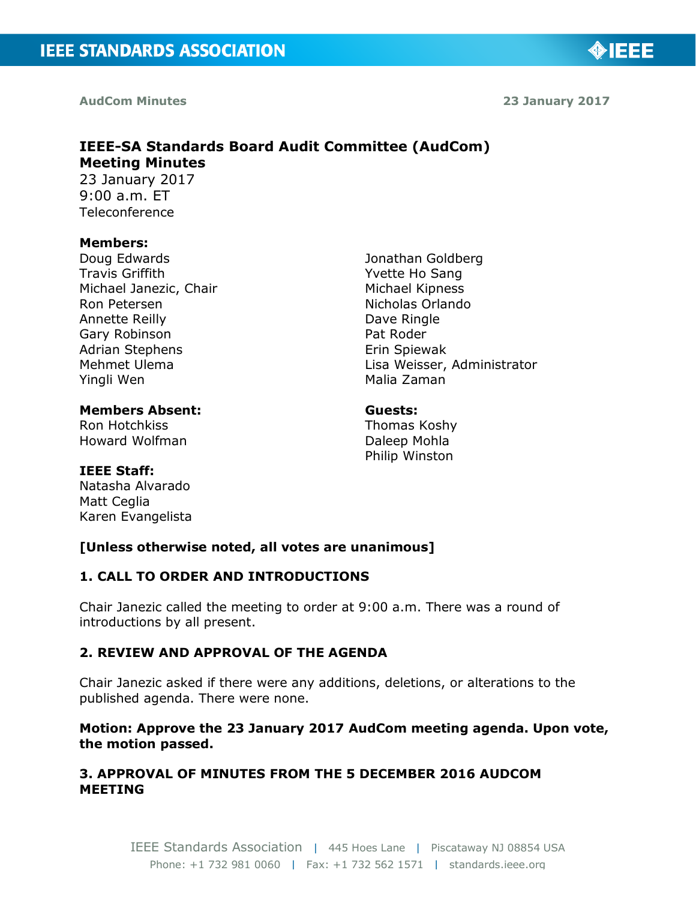**AudCom Minutes** **23 January 2017**

# IEEE-SA Standards Board Audit Committee (AudCom) Meeting Minutes

23 January 2017
9:00 a.m. ET
Teleconference

**Members:**

Doug Edwards
Travis Griffith
Michael Janezic, Chair
Ron Petersen
Annette Reilly
Gary Robinson
Adrian Stephens
Mehmet Ulema
Yingli Wen
Jonathan Goldberg
Yvette Ho Sang
Michael Kipness
Nicholas Orlando
Dave Ringle
Pat Roder
Erin Spiewak
Lisa Weisser, Administrator
Malia Zaman

**Members Absent:**

Ron Hotchkiss
Howard Wolfman

**Guests:**

Thomas Koshy
Daleep Mohla
Philip Winston

**IEEE Staff:**

Natasha Alvarado
Matt Ceglia
Karen Evangelista

**[Unless otherwise noted, all votes are unanimous]**

## 1. CALL TO ORDER AND INTRODUCTIONS

Chair Janezic called the meeting to order at 9:00 a.m. There was a round of introductions by all present.

## 2. REVIEW AND APPROVAL OF THE AGENDA

Chair Janezic asked if there were any additions, deletions, or alterations to the published agenda. There were none.

**Motion: Approve the 23 January 2017 AudCom meeting agenda. Upon vote, the motion passed.**

## 3. APPROVAL OF MINUTES FROM THE 5 DECEMBER 2016 AUDCOM MEETING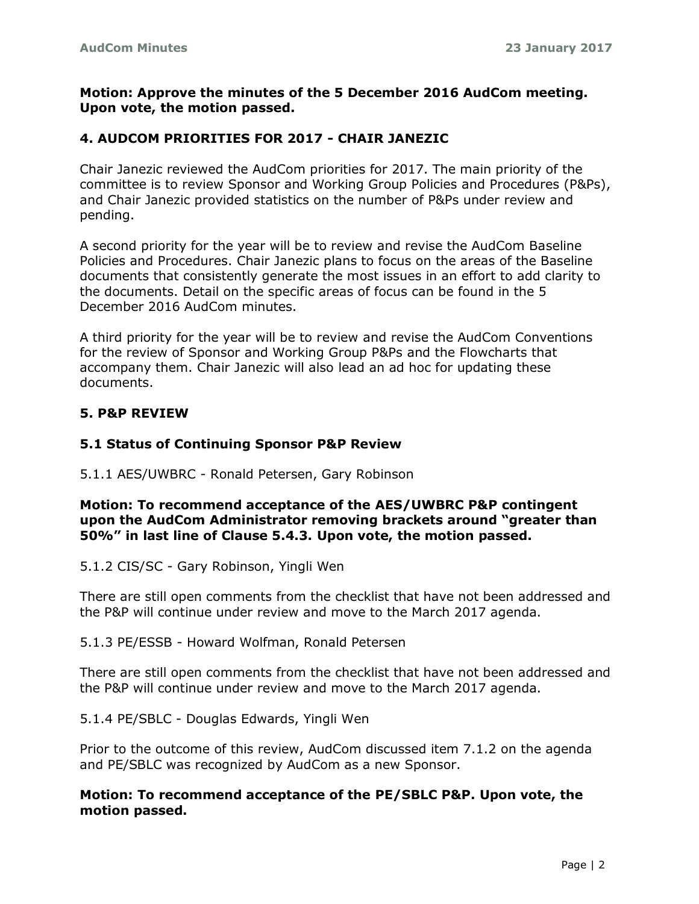**Motion: Approve the minutes of the 5 December 2016 AudCom meeting. Upon vote, the motion passed.**

## 4. AUDCOM PRIORITIES FOR 2017 - CHAIR JANEZIC

Chair Janezic reviewed the AudCom priorities for 2017. The main priority of the committee is to review Sponsor and Working Group Policies and Procedures (P&Ps), and Chair Janezic provided statistics on the number of P&Ps under review and pending.

A second priority for the year will be to review and revise the AudCom Baseline Policies and Procedures. Chair Janezic plans to focus on the areas of the Baseline documents that consistently generate the most issues in an effort to add clarity to the documents. Detail on the specific areas of focus can be found in the 5 December 2016 AudCom minutes.

A third priority for the year will be to review and revise the AudCom Conventions for the review of Sponsor and Working Group P&Ps and the Flowcharts that accompany them. Chair Janezic will also lead an ad hoc for updating these documents.

## 5. P&P REVIEW

### 5.1 Status of Continuing Sponsor P&P Review

5.1.1 AES/UWBRC - Ronald Petersen, Gary Robinson

**Motion: To recommend acceptance of the AES/UWBRC P&P contingent upon the AudCom Administrator removing brackets around "greater than 50%" in last line of Clause 5.4.3. Upon vote, the motion passed.**

5.1.2 CIS/SC - Gary Robinson, Yingli Wen

There are still open comments from the checklist that have not been addressed and the P&P will continue under review and move to the March 2017 agenda.

5.1.3 PE/ESSB - Howard Wolfman, Ronald Petersen

There are still open comments from the checklist that have not been addressed and the P&P will continue under review and move to the March 2017 agenda.

5.1.4 PE/SBLC - Douglas Edwards, Yingli Wen

Prior to the outcome of this review, AudCom discussed item 7.1.2 on the agenda and PE/SBLC was recognized by AudCom as a new Sponsor.

**Motion: To recommend acceptance of the PE/SBLC P&P. Upon vote, the motion passed.**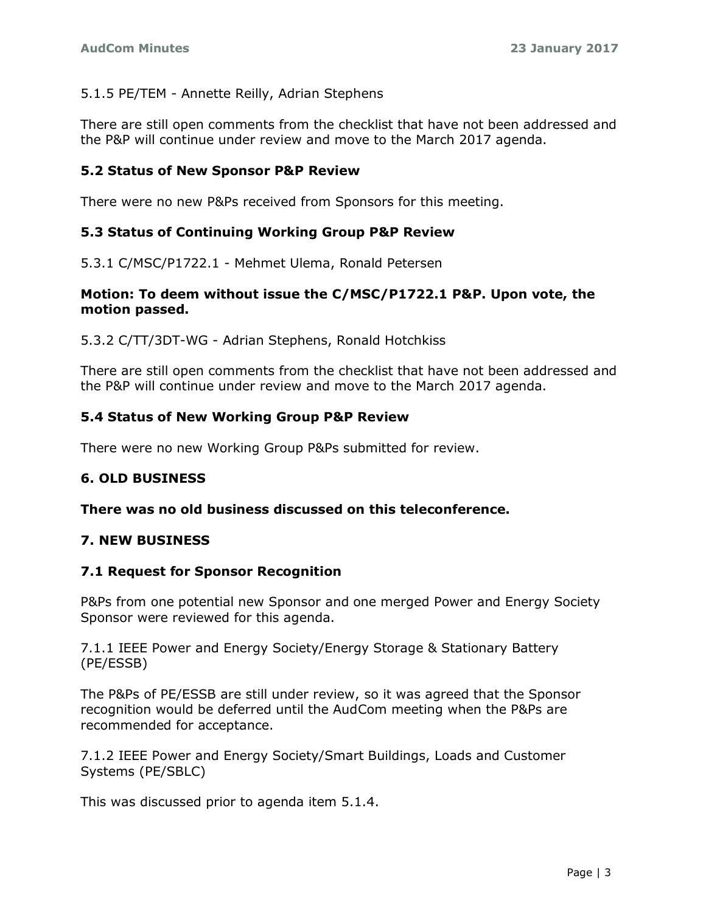5.1.5 PE/TEM - Annette Reilly, Adrian Stephens

There are still open comments from the checklist that have not been addressed and the P&P will continue under review and move to the March 2017 agenda.

### 5.2 Status of New Sponsor P&P Review

There were no new P&Ps received from Sponsors for this meeting.

### 5.3 Status of Continuing Working Group P&P Review

5.3.1 C/MSC/P1722.1 - Mehmet Ulema, Ronald Petersen

**Motion: To deem without issue the C/MSC/P1722.1 P&P. Upon vote, the motion passed.**

5.3.2 C/TT/3DT-WG - Adrian Stephens, Ronald Hotchkiss

There are still open comments from the checklist that have not been addressed and the P&P will continue under review and move to the March 2017 agenda.

### 5.4 Status of New Working Group P&P Review

There were no new Working Group P&Ps submitted for review.

## 6. OLD BUSINESS

**There was no old business discussed on this teleconference.**

## 7. NEW BUSINESS

### 7.1 Request for Sponsor Recognition

P&Ps from one potential new Sponsor and one merged Power and Energy Society Sponsor were reviewed for this agenda.

7.1.1 IEEE Power and Energy Society/Energy Storage & Stationary Battery (PE/ESSB)

The P&Ps of PE/ESSB are still under review, so it was agreed that the Sponsor recognition would be deferred until the AudCom meeting when the P&Ps are recommended for acceptance.

7.1.2 IEEE Power and Energy Society/Smart Buildings, Loads and Customer Systems (PE/SBLC)

This was discussed prior to agenda item 5.1.4.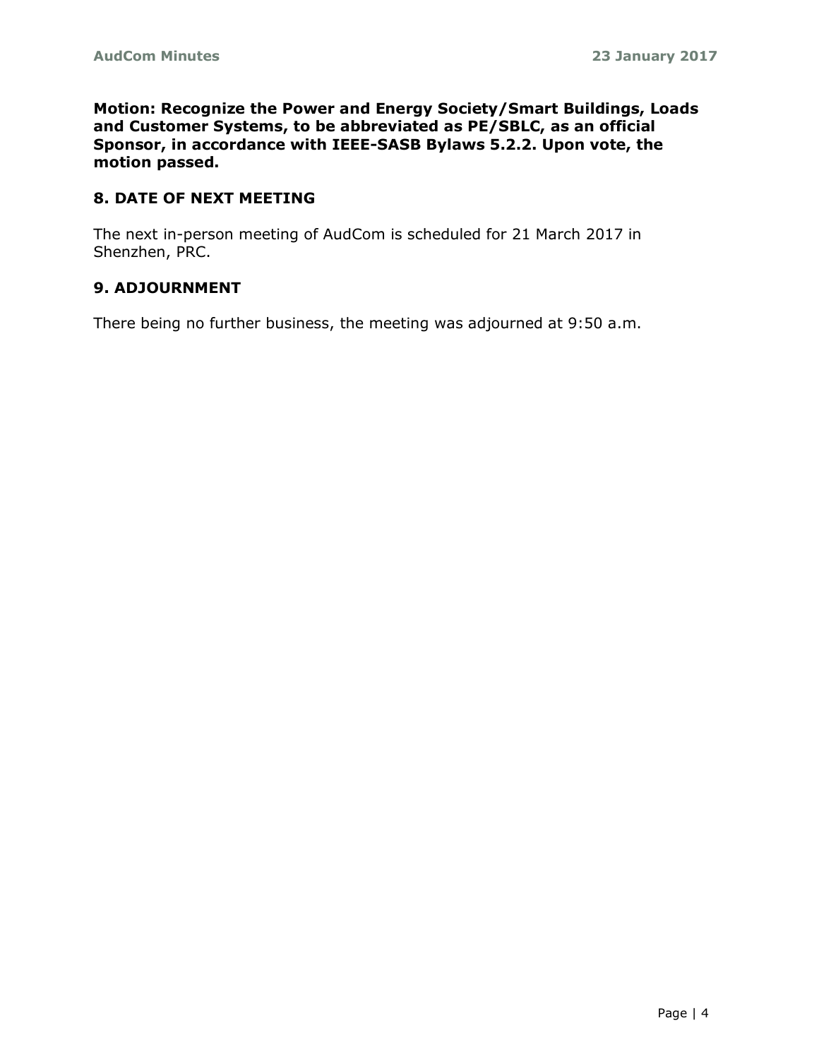**Motion: Recognize the Power and Energy Society/Smart Buildings, Loads and Customer Systems, to be abbreviated as PE/SBLC, as an official Sponsor, in accordance with IEEE-SASB Bylaws 5.2.2. Upon vote, the motion passed.**

## 8. DATE OF NEXT MEETING

The next in-person meeting of AudCom is scheduled for 21 March 2017 in Shenzhen, PRC.

## 9. ADJOURNMENT

There being no further business, the meeting was adjourned at 9:50 a.m.